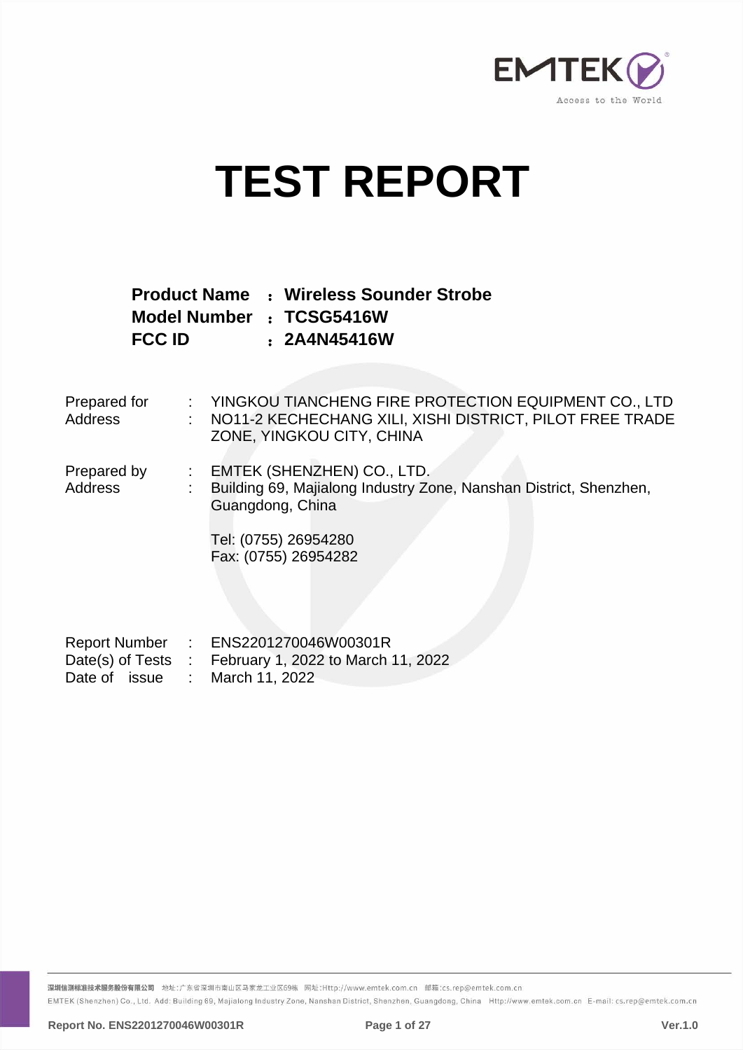# TEST REPORT

**Product Name : Wireless Sounder Strobe**
**Model Number : TCSG5416W**
**FCC ID : 2A4N45416W**

Prepared for : YINGKOU TIANCHENG FIRE PROTECTION EQUIPMENT CO., LTD
Address : NO11-2 KECHECHANG XILI, XISHI DISTRICT, PILOT FREE TRADE ZONE, YINGKOU CITY, CHINA

Prepared by : EMTEK (SHENZHEN) CO., LTD.
Address : Building 69, Majialong Industry Zone, Nanshan District, Shenzhen, Guangdong, China

Tel: (0755) 26954280
Fax: (0755) 26954282

Report Number : ENS2201270046W00301R
Date(s) of Tests : February 1, 2022 to March 11, 2022
Date of issue : March 11, 2022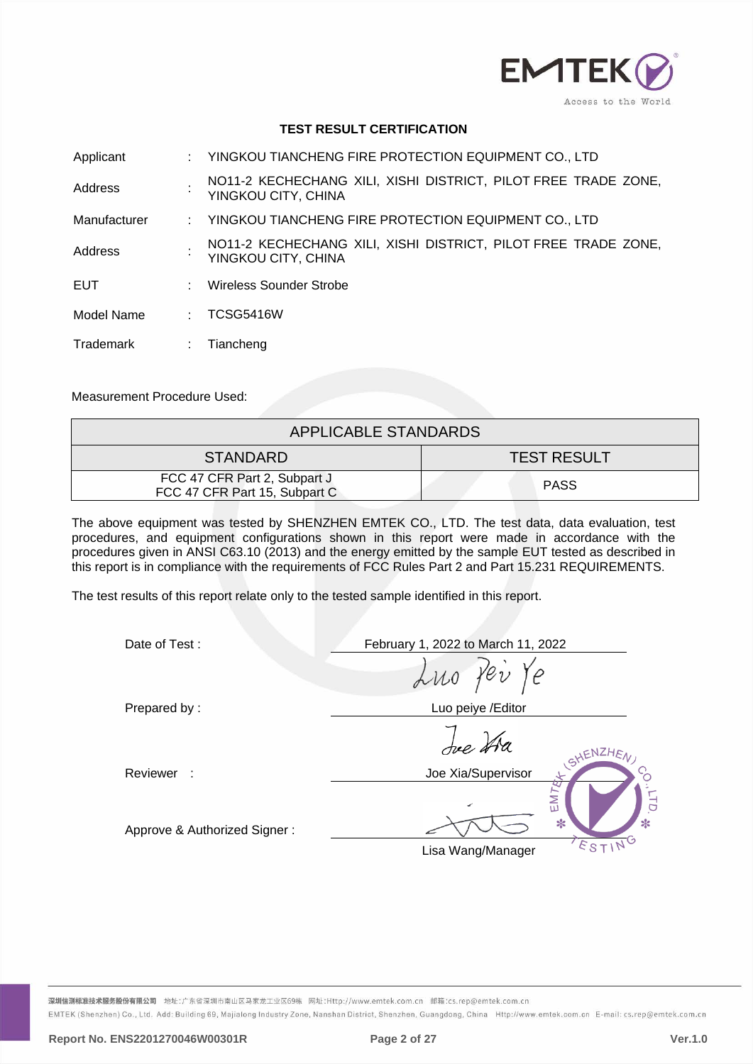## TEST RESULT CERTIFICATION

| | | |
|---|---|---|
| Applicant | : | YINGKOU TIANCHENG FIRE PROTECTION EQUIPMENT CO., LTD |
| Address | : | NO11-2 KECHECHANG XILI, XISHI DISTRICT, PILOT FREE TRADE ZONE, YINGKOU CITY, CHINA |
| Manufacturer | : | YINGKOU TIANCHENG FIRE PROTECTION EQUIPMENT CO., LTD |
| Address | : | NO11-2 KECHECHANG XILI, XISHI DISTRICT, PILOT FREE TRADE ZONE, YINGKOU CITY, CHINA |
| EUT | : | Wireless Sounder Strobe |
| Model Name | : | TCSG5416W |
| Trademark | : | Tiancheng |

Measurement Procedure Used:

| APPLICABLE STANDARDS | |
|---|---|
| STANDARD | TEST RESULT |
| FCC 47 CFR Part 2, Subpart J<br>FCC 47 CFR Part 15, Subpart C | PASS |

The above equipment was tested by SHENZHEN EMTEK CO., LTD. The test data, data evaluation, test procedures, and equipment configurations shown in this report were made in accordance with the procedures given in ANSI C63.10 (2013) and the energy emitted by the sample EUT tested as described in this report is in compliance with the requirements of FCC Rules Part 2 and Part 15.231 REQUIREMENTS.

The test results of this report relate only to the tested sample identified in this report.

| | |
|---|---|
| Date of Test : | February 1, 2022 to March 11, 2022 |
| Prepared by : | Luo peiye /Editor |
| Reviewer : | Joe Xia/Supervisor |
| Approve & Authorized Signer : | Lisa Wang/Manager |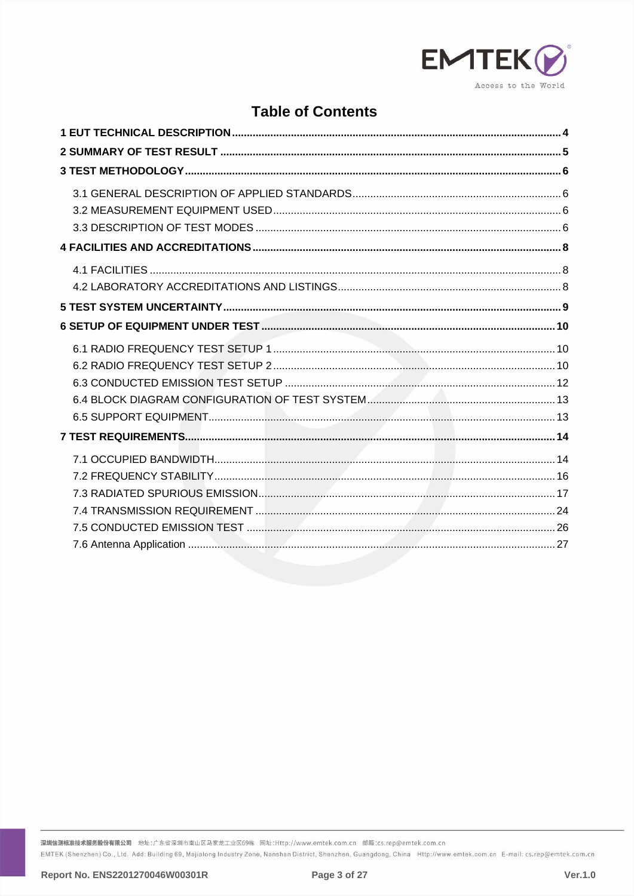# Table of Contents

**1 EUT TECHNICAL DESCRIPTION .......... 4**

**2 SUMMARY OF TEST RESULT .......... 5**

**3 TEST METHODOLOGY .......... 6**

- 3.1 GENERAL DESCRIPTION OF APPLIED STANDARDS .......... 6
- 3.2 MEASUREMENT EQUIPMENT USED .......... 6
- 3.3 DESCRIPTION OF TEST MODES .......... 6

**4 FACILITIES AND ACCREDITATIONS .......... 8**

- 4.1 FACILITIES .......... 8
- 4.2 LABORATORY ACCREDITATIONS AND LISTINGS .......... 8

**5 TEST SYSTEM UNCERTAINTY .......... 9**

**6 SETUP OF EQUIPMENT UNDER TEST .......... 10**

- 6.1 RADIO FREQUENCY TEST SETUP 1 .......... 10
- 6.2 RADIO FREQUENCY TEST SETUP 2 .......... 10
- 6.3 CONDUCTED EMISSION TEST SETUP .......... 12
- 6.4 BLOCK DIAGRAM CONFIGURATION OF TEST SYSTEM .......... 13
- 6.5 SUPPORT EQUIPMENT .......... 13

**7 TEST REQUIREMENTS .......... 14**

- 7.1 OCCUPIED BANDWIDTH .......... 14
- 7.2 FREQUENCY STABILITY .......... 16
- 7.3 RADIATED SPURIOUS EMISSION .......... 17
- 7.4 TRANSMISSION REQUIREMENT .......... 24
- 7.5 CONDUCTED EMISSION TEST .......... 26
- 7.6 Antenna Application .......... 27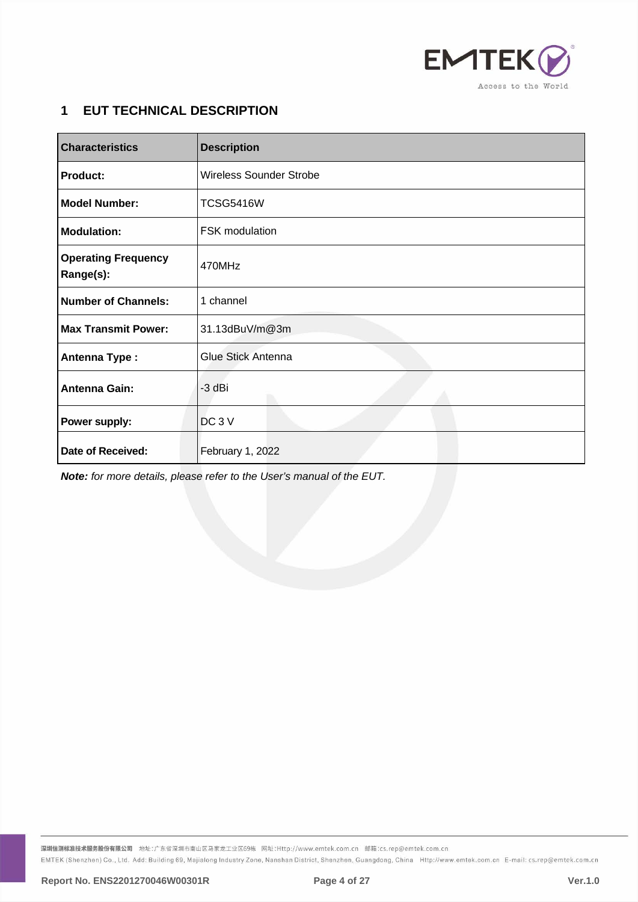# 1 EUT TECHNICAL DESCRIPTION

| Characteristics | Description |
|---|---|
| **Product:** | Wireless Sounder Strobe |
| **Model Number:** | TCSG5416W |
| **Modulation:** | FSK modulation |
| **Operating Frequency Range(s):** | 470MHz |
| **Number of Channels:** | 1 channel |
| **Max Transmit Power:** | 31.13dBuV/m@3m |
| **Antenna Type :** | Glue Stick Antenna |
| **Antenna Gain:** | -3 dBi |
| **Power supply:** | DC 3 V |
| **Date of Received:** | February 1, 2022 |

***Note:*** *for more details, please refer to the User's manual of the EUT.*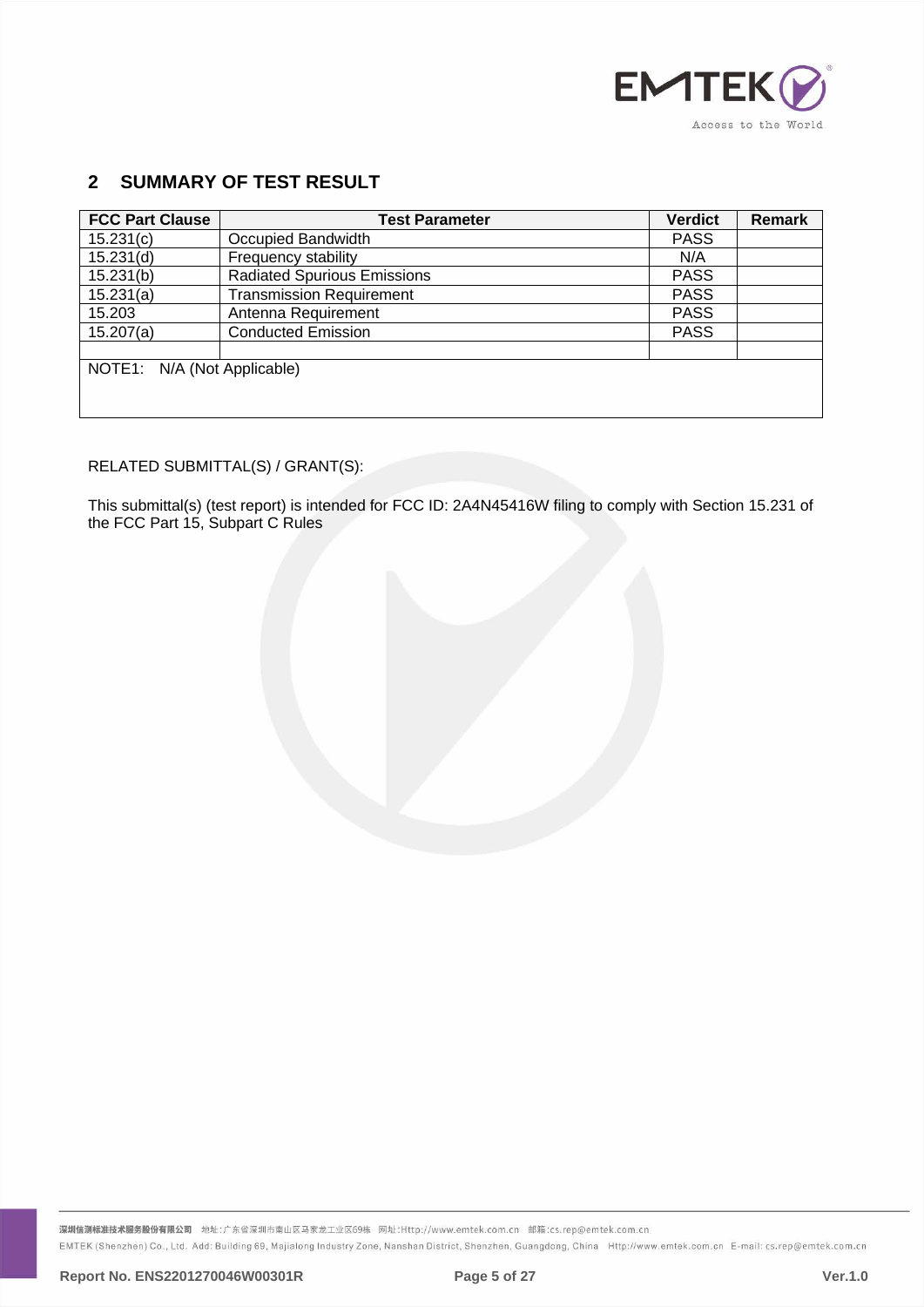## 2 SUMMARY OF TEST RESULT

| FCC Part Clause | Test Parameter | Verdict | Remark |
|---|---|---|---|
| 15.231(c) | Occupied Bandwidth | PASS | |
| 15.231(d) | Frequency stability | N/A | |
| 15.231(b) | Radiated Spurious Emissions | PASS | |
| 15.231(a) | Transmission Requirement | PASS | |
| 15.203 | Antenna Requirement | PASS | |
| 15.207(a) | Conducted Emission | PASS | |
| | | | |

NOTE1: N/A (Not Applicable)

RELATED SUBMITTAL(S) / GRANT(S):

This submittal(s) (test report) is intended for FCC ID: 2A4N45416W filing to comply with Section 15.231 of the FCC Part 15, Subpart C Rules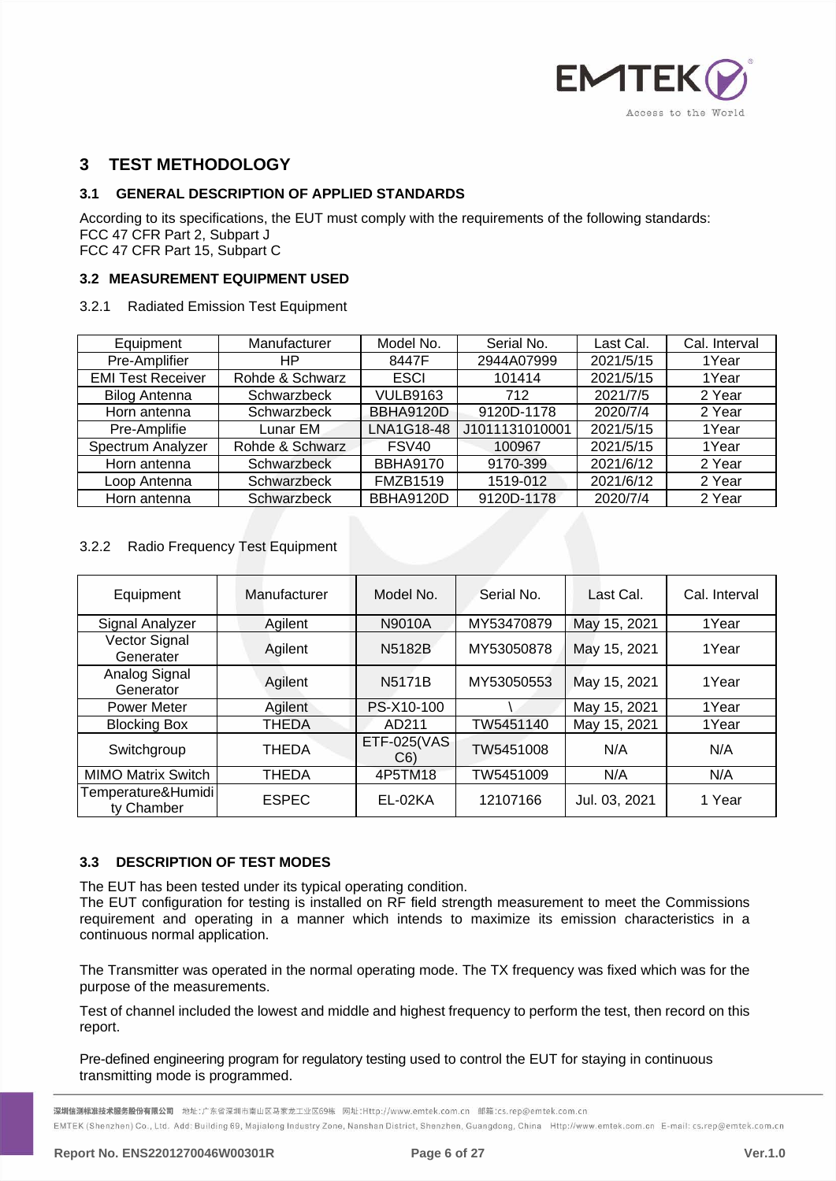# 3 TEST METHODOLOGY

## 3.1 GENERAL DESCRIPTION OF APPLIED STANDARDS

According to its specifications, the EUT must comply with the requirements of the following standards:
FCC 47 CFR Part 2, Subpart J
FCC 47 CFR Part 15, Subpart C

## 3.2 MEASUREMENT EQUIPMENT USED

### 3.2.1 Radiated Emission Test Equipment

| Equipment | Manufacturer | Model No. | Serial No. | Last Cal. | Cal. Interval |
|---|---|---|---|---|---|
| Pre-Amplifier | HP | 8447F | 2944A07999 | 2021/5/15 | 1Year |
| EMI Test Receiver | Rohde & Schwarz | ESCI | 101414 | 2021/5/15 | 1Year |
| Bilog Antenna | Schwarzbeck | VULB9163 | 712 | 2021/7/5 | 2 Year |
| Horn antenna | Schwarzbeck | BBHA9120D | 9120D-1178 | 2020/7/4 | 2 Year |
| Pre-Amplifie | Lunar EM | LNA1G18-48 | J1011131010001 | 2021/5/15 | 1Year |
| Spectrum Analyzer | Rohde & Schwarz | FSV40 | 100967 | 2021/5/15 | 1Year |
| Horn antenna | Schwarzbeck | BBHA9170 | 9170-399 | 2021/6/12 | 2 Year |
| Loop Antenna | Schwarzbeck | FMZB1519 | 1519-012 | 2021/6/12 | 2 Year |
| Horn antenna | Schwarzbeck | BBHA9120D | 9120D-1178 | 2020/7/4 | 2 Year |

### 3.2.2 Radio Frequency Test Equipment

| Equipment | Manufacturer | Model No. | Serial No. | Last Cal. | Cal. Interval |
|---|---|---|---|---|---|
| Signal Analyzer | Agilent | N9010A | MY53470879 | May 15, 2021 | 1Year |
| Vector Signal Generater | Agilent | N5182B | MY53050878 | May 15, 2021 | 1Year |
| Analog Signal Generator | Agilent | N5171B | MY53050553 | May 15, 2021 | 1Year |
| Power Meter | Agilent | PS-X10-100 | \ | May 15, 2021 | 1Year |
| Blocking Box | THEDA | AD211 | TW5451140 | May 15, 2021 | 1Year |
| Switchgroup | THEDA | ETF-025(VAS C6) | TW5451008 | N/A | N/A |
| MIMO Matrix Switch | THEDA | 4P5TM18 | TW5451009 | N/A | N/A |
| Temperature&Humidity Chamber | ESPEC | EL-02KA | 12107166 | Jul. 03, 2021 | 1 Year |

## 3.3 DESCRIPTION OF TEST MODES

The EUT has been tested under its typical operating condition.
The EUT configuration for testing is installed on RF field strength measurement to meet the Commissions requirement and operating in a manner which intends to maximize its emission characteristics in a continuous normal application.

The Transmitter was operated in the normal operating mode. The TX frequency was fixed which was for the purpose of the measurements.

Test of channel included the lowest and middle and highest frequency to perform the test, then record on this report.

Pre-defined engineering program for regulatory testing used to control the EUT for staying in continuous transmitting mode is programmed.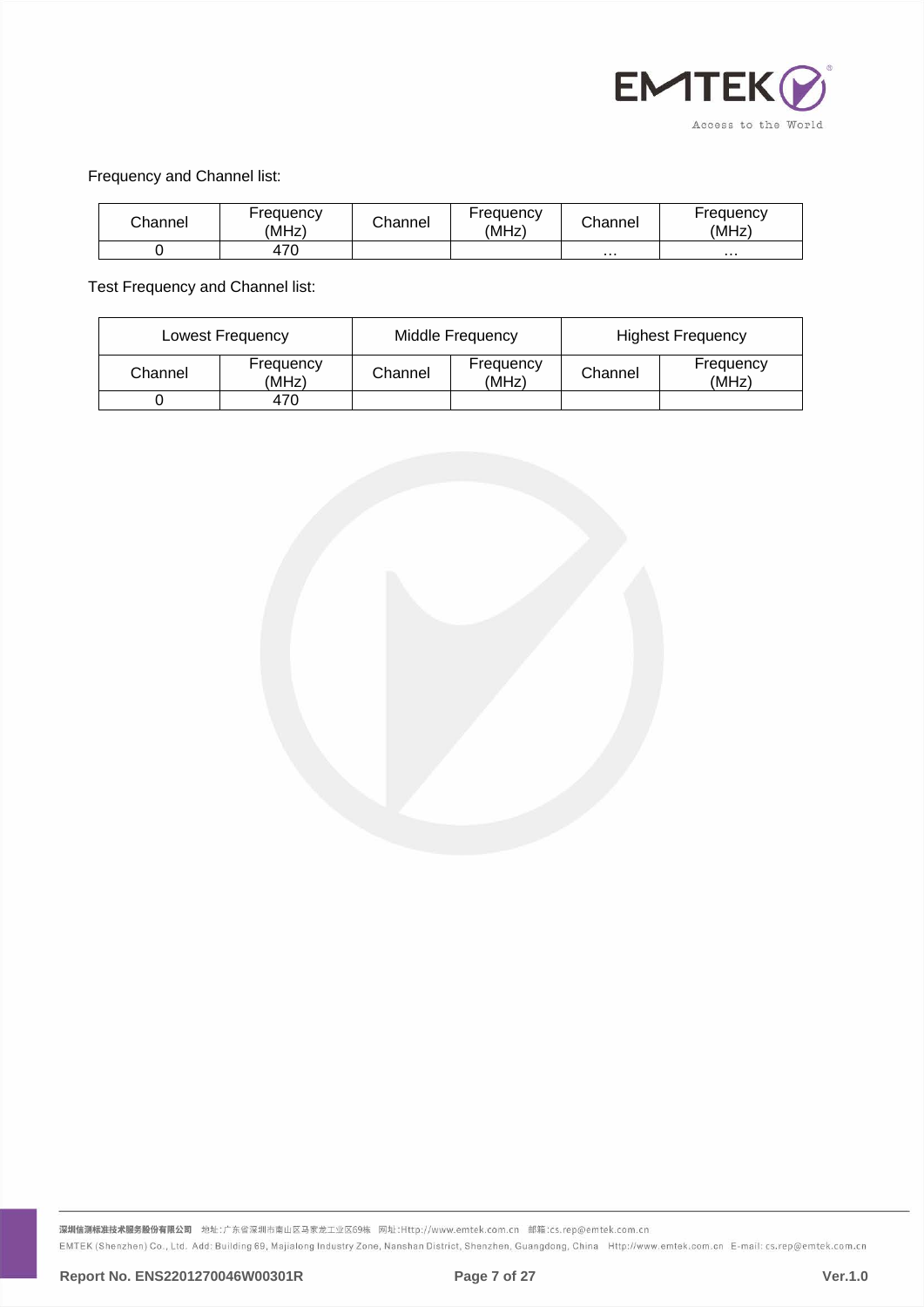Frequency and Channel list:

| Channel | Frequency (MHz) | Channel | Frequency (MHz) | Channel | Frequency (MHz) |
|---|---|---|---|---|---|
| 0 | 470 | | | ... | ... |

Test Frequency and Channel list:

| Lowest Frequency | | Middle Frequency | | Highest Frequency | |
|---|---|---|---|---|---|
| Channel | Frequency (MHz) | Channel | Frequency (MHz) | Channel | Frequency (MHz) |
| 0 | 470 | | | | |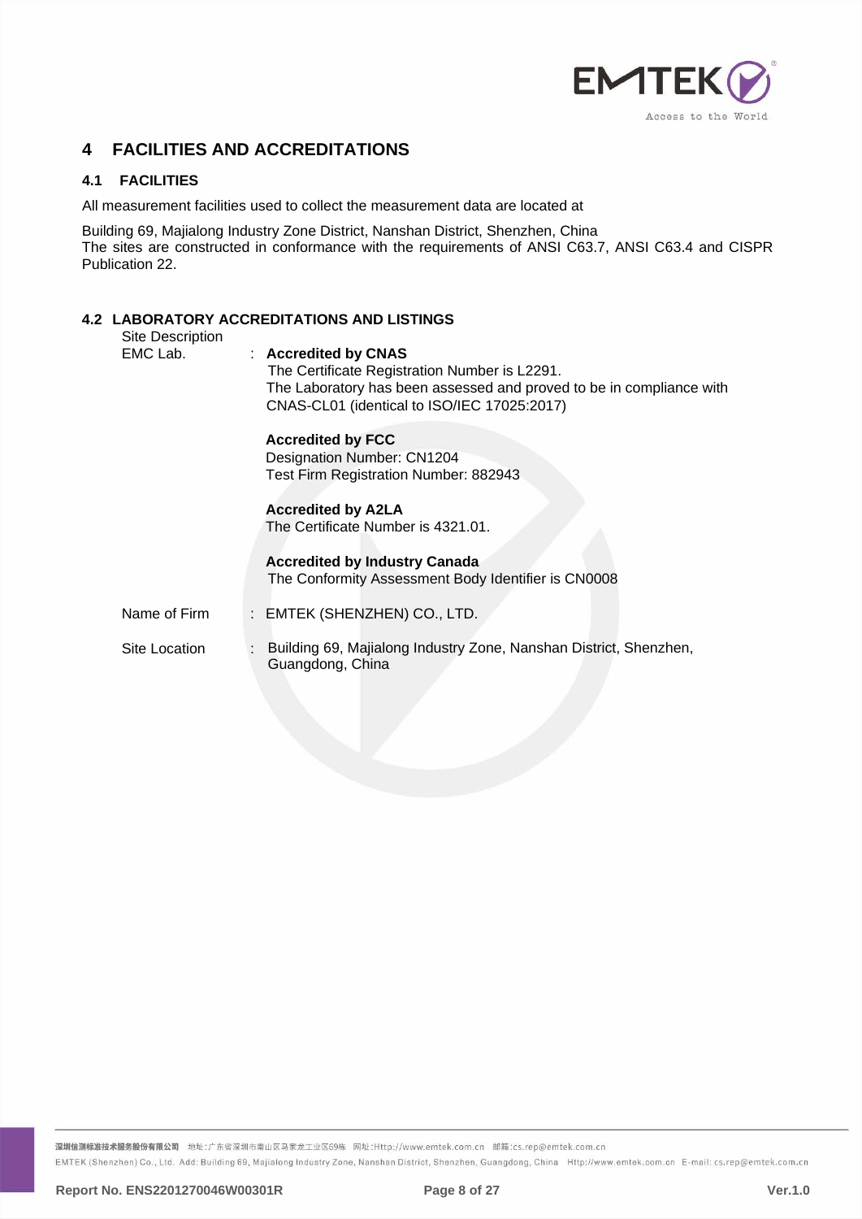# 4 FACILITIES AND ACCREDITATIONS

## 4.1 FACILITIES

All measurement facilities used to collect the measurement data are located at

Building 69, Majialong Industry Zone District, Nanshan District, Shenzhen, China
The sites are constructed in conformance with the requirements of ANSI C63.7, ANSI C63.4 and CISPR Publication 22.

## 4.2 LABORATORY ACCREDITATIONS AND LISTINGS

Site Description

EMC Lab. : **Accredited by CNAS**
The Certificate Registration Number is L2291.
The Laboratory has been assessed and proved to be in compliance with CNAS-CL01 (identical to ISO/IEC 17025:2017)

**Accredited by FCC**
Designation Number: CN1204
Test Firm Registration Number: 882943

**Accredited by A2LA**
The Certificate Number is 4321.01.

**Accredited by Industry Canada**
The Conformity Assessment Body Identifier is CN0008

Name of Firm : EMTEK (SHENZHEN) CO., LTD.

Site Location : Building 69, Majialong Industry Zone, Nanshan District, Shenzhen, Guangdong, China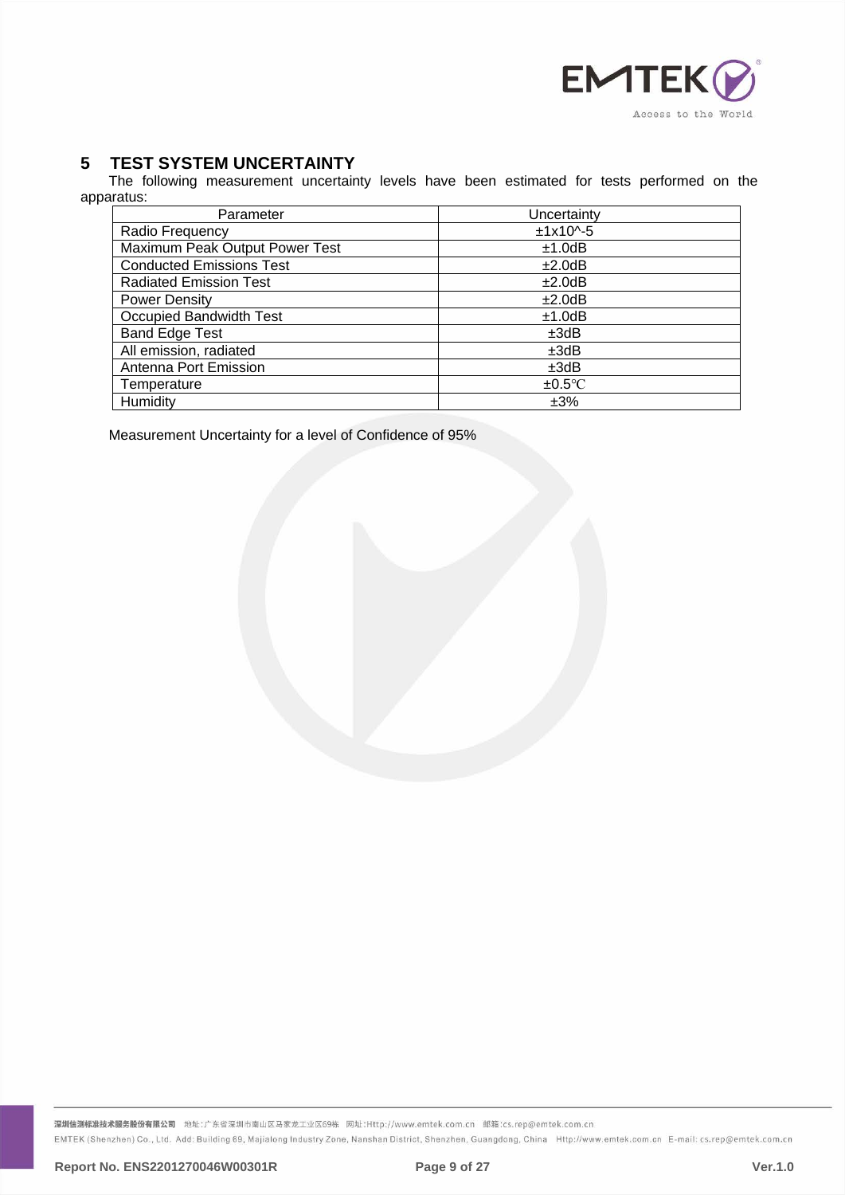# 5 TEST SYSTEM UNCERTAINTY

The following measurement uncertainty levels have been estimated for tests performed on the apparatus:

| Parameter | Uncertainty |
| --- | --- |
| Radio Frequency | ±1x10^-5 |
| Maximum Peak Output Power Test | ±1.0dB |
| Conducted Emissions Test | ±2.0dB |
| Radiated Emission Test | ±2.0dB |
| Power Density | ±2.0dB |
| Occupied Bandwidth Test | ±1.0dB |
| Band Edge Test | ±3dB |
| All emission, radiated | ±3dB |
| Antenna Port Emission | ±3dB |
| Temperature | ±0.5℃ |
| Humidity | ±3% |

Measurement Uncertainty for a level of Confidence of 95%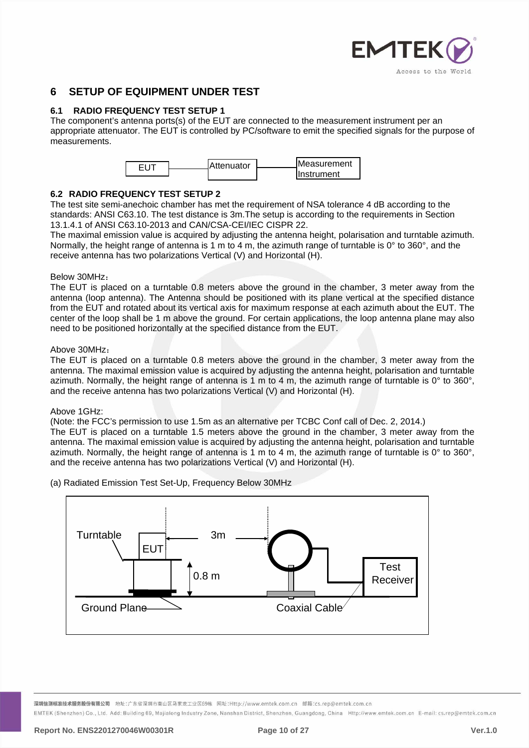## 6 SETUP OF EQUIPMENT UNDER TEST

### 6.1 RADIO FREQUENCY TEST SETUP 1

The component's antenna ports(s) of the EUT are connected to the measurement instrument per an appropriate attenuator. The EUT is controlled by PC/software to emit the specified signals for the purpose of measurements.

EUT
Attenuator
Measurement Instrument

### 6.2 RADIO FREQUENCY TEST SETUP 2

The test site semi-anechoic chamber has met the requirement of NSA tolerance 4 dB according to the standards: ANSI C63.10. The test distance is 3m.The setup is according to the requirements in Section 13.1.4.1 of ANSI C63.10-2013 and CAN/CSA-CEI/IEC CISPR 22.

The maximal emission value is acquired by adjusting the antenna height, polarisation and turntable azimuth. Normally, the height range of antenna is 1 m to 4 m, the azimuth range of turntable is 0° to 360°, and the receive antenna has two polarizations Vertical (V) and Horizontal (H).

Below 30MHz：

The EUT is placed on a turntable 0.8 meters above the ground in the chamber, 3 meter away from the antenna (loop antenna). The Antenna should be positioned with its plane vertical at the specified distance from the EUT and rotated about its vertical axis for maximum response at each azimuth about the EUT. The center of the loop shall be 1 m above the ground. For certain applications, the loop antenna plane may also need to be positioned horizontally at the specified distance from the EUT.

Above 30MHz：

The EUT is placed on a turntable 0.8 meters above the ground in the chamber, 3 meter away from the antenna. The maximal emission value is acquired by adjusting the antenna height, polarisation and turntable azimuth. Normally, the height range of antenna is 1 m to 4 m, the azimuth range of turntable is 0° to 360°, and the receive antenna has two polarizations Vertical (V) and Horizontal (H).

Above 1GHz:

(Note: the FCC's permission to use 1.5m as an alternative per TCBC Conf call of Dec. 2, 2014.)

The EUT is placed on a turntable 1.5 meters above the ground in the chamber, 3 meter away from the antenna. The maximal emission value is acquired by adjusting the antenna height, polarisation and turntable azimuth. Normally, the height range of antenna is 1 m to 4 m, the azimuth range of turntable is 0° to 360°, and the receive antenna has two polarizations Vertical (V) and Horizontal (H).

(a) Radiated Emission Test Set-Up, Frequency Below 30MHz

Turntable
EUT
3m
0.8 m
Test Receiver
Ground Plane
Coaxial Cable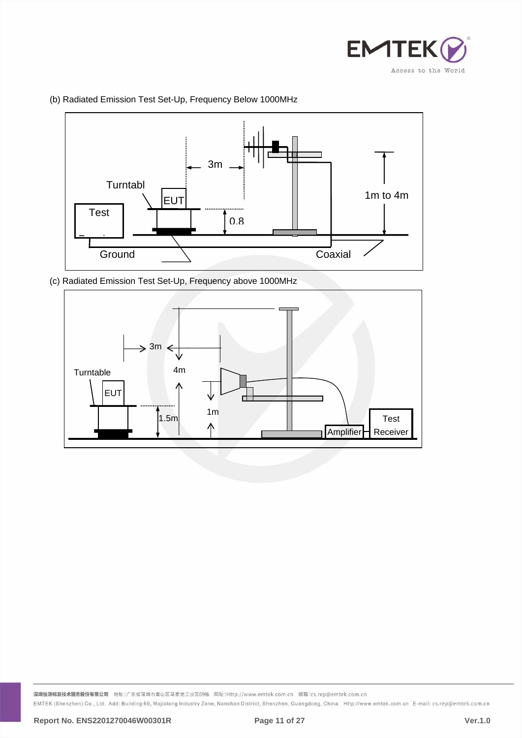(b) Radiated Emission Test Set-Up, Frequency Below 1000MHz

3m

Turntabl

EUT

Test

0.8

1m to 4m

Ground

Coaxial

(c) Radiated Emission Test Set-Up, Frequency above 1000MHz

3m

Turntable

4m

EUT

1m

1.5m

Amplifier

Test Receiver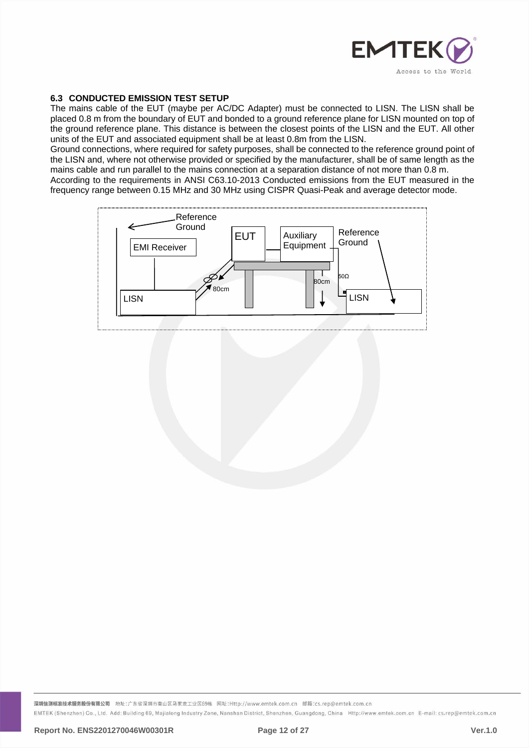### 6.3 CONDUCTED EMISSION TEST SETUP

The mains cable of the EUT (maybe per AC/DC Adapter) must be connected to LISN. The LISN shall be placed 0.8 m from the boundary of EUT and bonded to a ground reference plane for LISN mounted on top of the ground reference plane. This distance is between the closest points of the LISN and the EUT. All other units of the EUT and associated equipment shall be at least 0.8m from the LISN.

Ground connections, where required for safety purposes, shall be connected to the reference ground point of the LISN and, where not otherwise provided or specified by the manufacturer, shall be of same length as the mains cable and run parallel to the mains connection at a separation distance of not more than 0.8 m.

According to the requirements in ANSI C63.10-2013 Conducted emissions from the EUT measured in the frequency range between 0.15 MHz and 30 MHz using CISPR Quasi-Peak and average detector mode.

Reference Ground
EMI Receiver
EUT
Auxiliary Equipment
Reference Ground
50Ω
80cm
80cm
LISN
LISN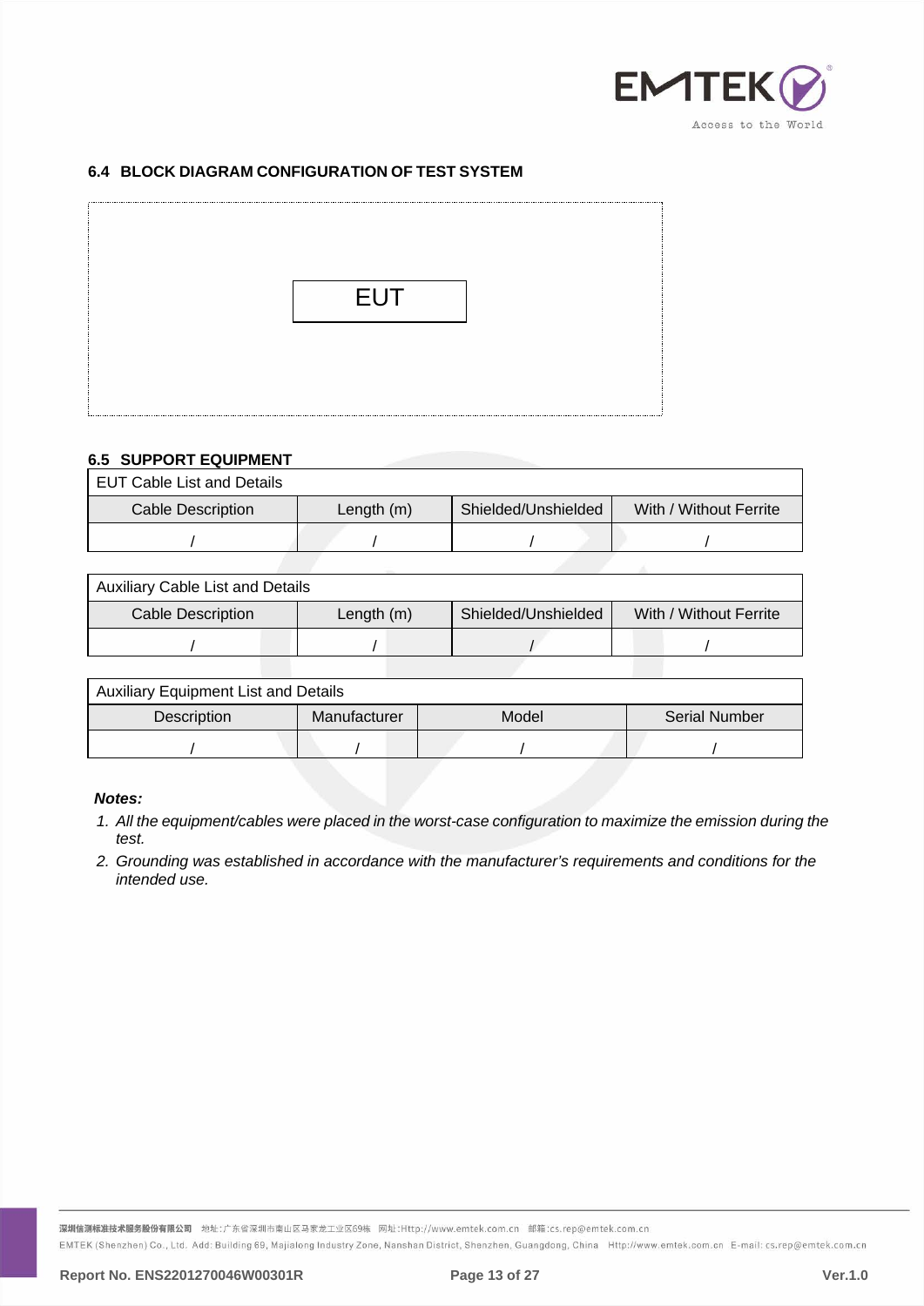### 6.4 BLOCK DIAGRAM CONFIGURATION OF TEST SYSTEM

EUT

### 6.5 SUPPORT EQUIPMENT

| EUT Cable List and Details | | | |
|---|---|---|---|
| Cable Description | Length (m) | Shielded/Unshielded | With / Without Ferrite |
| / | / | / | / |

| Auxiliary Cable List and Details | | | |
|---|---|---|---|
| Cable Description | Length (m) | Shielded/Unshielded | With / Without Ferrite |
| / | / | / | / |

| Auxiliary Equipment List and Details | | | |
|---|---|---|---|
| Description | Manufacturer | Model | Serial Number |
| / | / | / | / |

***Notes:***

1. *All the equipment/cables were placed in the worst-case configuration to maximize the emission during the test.*
2. *Grounding was established in accordance with the manufacturer's requirements and conditions for the intended use.*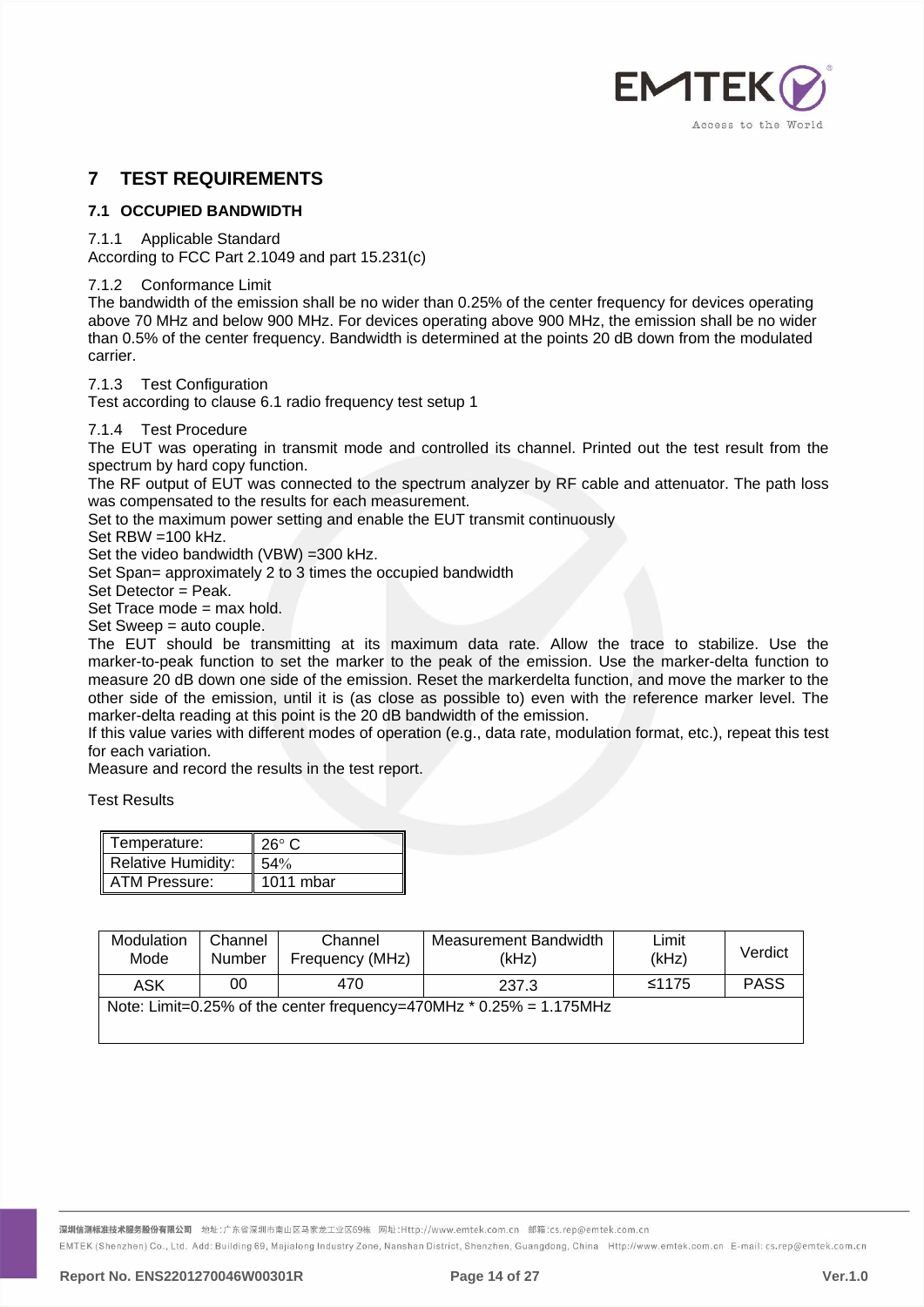# 7 TEST REQUIREMENTS

## 7.1 OCCUPIED BANDWIDTH

7.1.1 Applicable Standard
According to FCC Part 2.1049 and part 15.231(c)

7.1.2 Conformance Limit
The bandwidth of the emission shall be no wider than 0.25% of the center frequency for devices operating above 70 MHz and below 900 MHz. For devices operating above 900 MHz, the emission shall be no wider than 0.5% of the center frequency. Bandwidth is determined at the points 20 dB down from the modulated carrier.

7.1.3 Test Configuration
Test according to clause 6.1 radio frequency test setup 1

7.1.4 Test Procedure
The EUT was operating in transmit mode and controlled its channel. Printed out the test result from the spectrum by hard copy function.
The RF output of EUT was connected to the spectrum analyzer by RF cable and attenuator. The path loss was compensated to the results for each measurement.
Set to the maximum power setting and enable the EUT transmit continuously
Set RBW =100 kHz.
Set the video bandwidth (VBW) =300 kHz.
Set Span= approximately 2 to 3 times the occupied bandwidth
Set Detector = Peak.
Set Trace mode = max hold.
Set Sweep = auto couple.
The EUT should be transmitting at its maximum data rate. Allow the trace to stabilize. Use the marker-to-peak function to set the marker to the peak of the emission. Use the marker-delta function to measure 20 dB down one side of the emission. Reset the markerdelta function, and move the marker to the other side of the emission, until it is (as close as possible to) even with the reference marker level. The marker-delta reading at this point is the 20 dB bandwidth of the emission.
If this value varies with different modes of operation (e.g., data rate, modulation format, etc.), repeat this test for each variation.
Measure and record the results in the test report.

Test Results

| | |
|---|---|
| Temperature: | 26° C |
| Relative Humidity: | 54% |
| ATM Pressure: | 1011 mbar |

| Modulation Mode | Channel Number | Channel Frequency (MHz) | Measurement Bandwidth (kHz) | Limit (kHz) | Verdict |
|---|---|---|---|---|---|
| ASK | 00 | 470 | 237.3 | ≤1175 | PASS |
| Note: Limit=0.25% of the center frequency=470MHz * 0.25% = 1.175MHz | | | | | |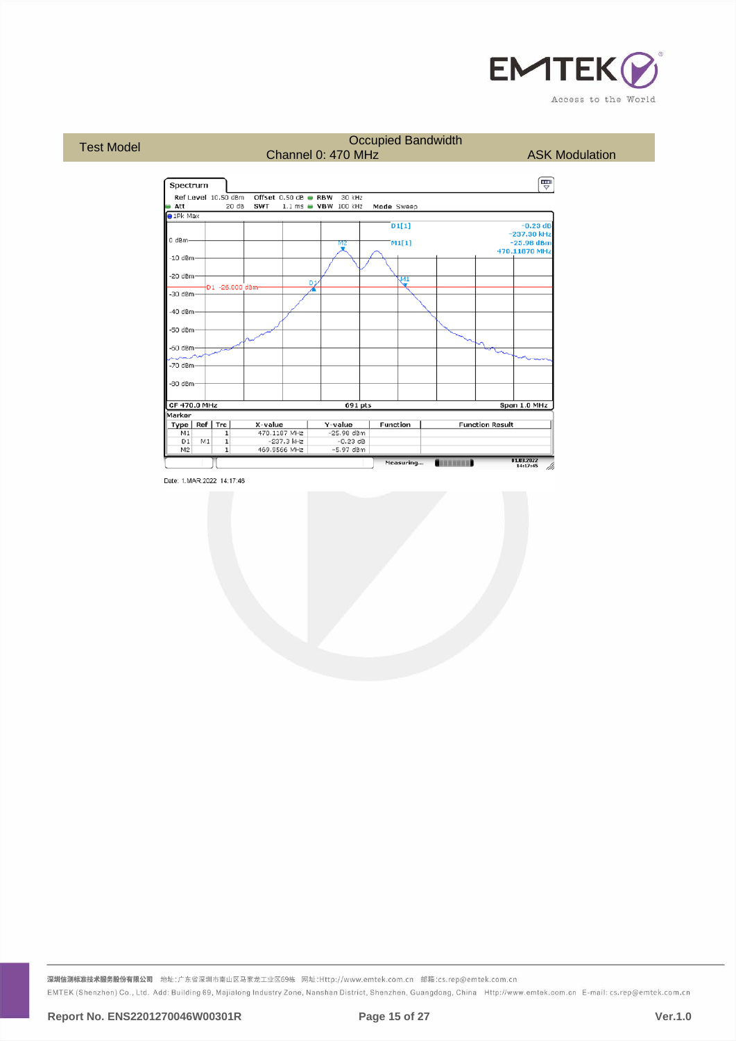| Test Model | Occupied Bandwidth Channel 0: 470 MHz | ASK Modulation |
|---|---|---|

Spectrum

Ref Level 10.50 dBm Offset 0.50 dB RBW 30 kHz

Att 20 dB SWT 1.1 ms VBW 100 kHz Mode Sweep

1Pk Max

D1[1] -0.23 dB -237.30 kHz

M1[1] -25.98 dBm 470.11870 MHz

0 dBm

-10 dBm

-20 dBm

D1 -26.000 dBm

-30 dBm

-40 dBm

-50 dBm

-60 dBm

-70 dBm

-80 dBm

CF 470.0 MHz 691 pts Span 1.0 MHz

Marker

| Type | Ref | Trc | X-value | Y-value | Function | Function Result |
|---|---|---|---|---|---|---|
| M1 | | 1 | 470.1187 MHz | -25.98 dBm | | |
| D1 | M1 | 1 | -237.3 kHz | -0.23 dB | | |
| M2 | | 1 | 469.9566 MHz | -5.97 dBm | | |

Measuring... 01.03.2022 14:17:45

Date: 1.MAR.2022 14:17:46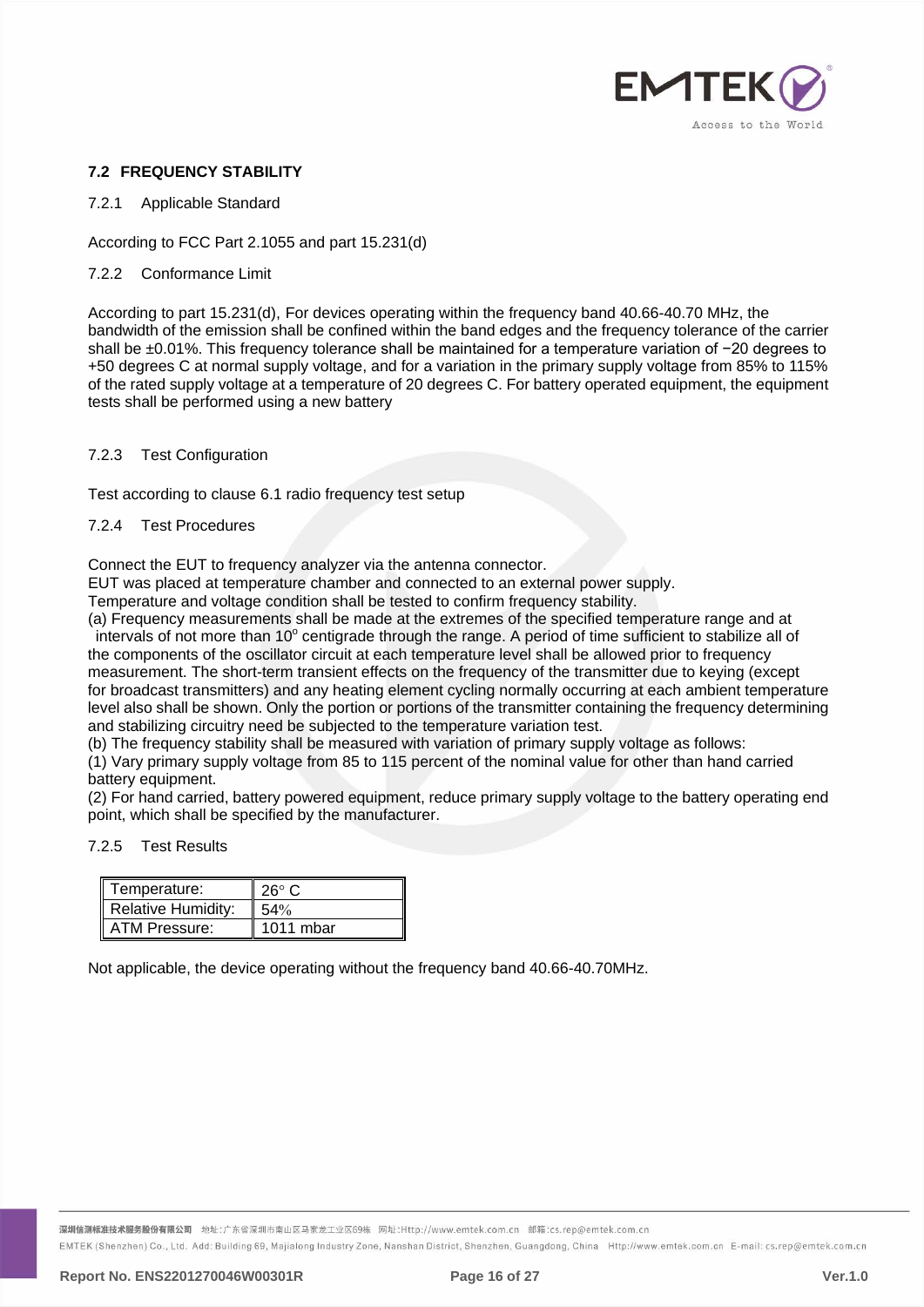## 7.2 FREQUENCY STABILITY

### 7.2.1 Applicable Standard

According to FCC Part 2.1055 and part 15.231(d)

### 7.2.2 Conformance Limit

According to part 15.231(d), For devices operating within the frequency band 40.66-40.70 MHz, the bandwidth of the emission shall be confined within the band edges and the frequency tolerance of the carrier shall be ±0.01%. This frequency tolerance shall be maintained for a temperature variation of −20 degrees to +50 degrees C at normal supply voltage, and for a variation in the primary supply voltage from 85% to 115% of the rated supply voltage at a temperature of 20 degrees C. For battery operated equipment, the equipment tests shall be performed using a new battery

### 7.2.3 Test Configuration

Test according to clause 6.1 radio frequency test setup

### 7.2.4 Test Procedures

Connect the EUT to frequency analyzer via the antenna connector.
EUT was placed at temperature chamber and connected to an external power supply.
Temperature and voltage condition shall be tested to confirm frequency stability.
(a) Frequency measurements shall be made at the extremes of the specified temperature range and at intervals of not more than 10° centigrade through the range. A period of time sufficient to stabilize all of the components of the oscillator circuit at each temperature level shall be allowed prior to frequency measurement. The short-term transient effects on the frequency of the transmitter due to keying (except for broadcast transmitters) and any heating element cycling normally occurring at each ambient temperature level also shall be shown. Only the portion or portions of the transmitter containing the frequency determining and stabilizing circuitry need be subjected to the temperature variation test.
(b) The frequency stability shall be measured with variation of primary supply voltage as follows:
(1) Vary primary supply voltage from 85 to 115 percent of the nominal value for other than hand carried battery equipment.
(2) For hand carried, battery powered equipment, reduce primary supply voltage to the battery operating end point, which shall be specified by the manufacturer.

### 7.2.5 Test Results

| | |
|---|---|
| Temperature: | 26° C |
| Relative Humidity: | 54% |
| ATM Pressure: | 1011 mbar |

Not applicable, the device operating without the frequency band 40.66-40.70MHz.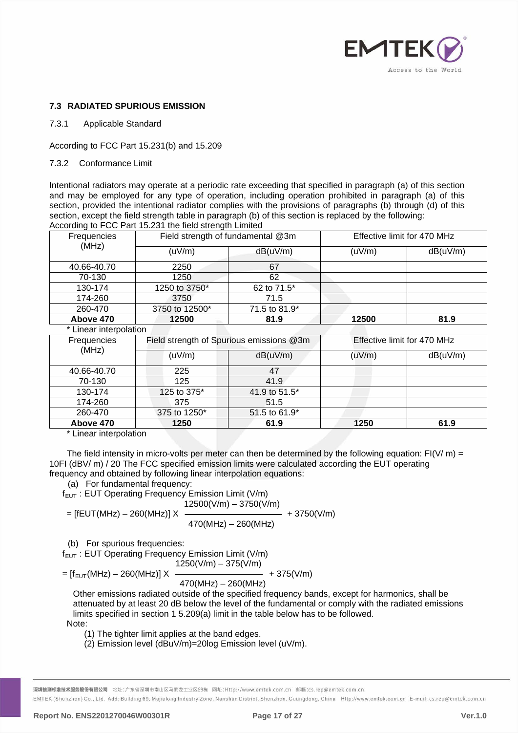## 7.3 RADIATED SPURIOUS EMISSION

### 7.3.1 Applicable Standard

According to FCC Part 15.231(b) and 15.209

### 7.3.2 Conformance Limit

Intentional radiators may operate at a periodic rate exceeding that specified in paragraph (a) of this section and may be employed for any type of operation, including operation prohibited in paragraph (a) of this section, provided the intentional radiator complies with the provisions of paragraphs (b) through (d) of this section, except the field strength table in paragraph (b) of this section is replaced by the following:

According to FCC Part 15.231 the field strength Limited

| Frequencies (MHz) | Field strength of fundamental @3m | | Effective limit for 470 MHz | |
|---|---|---|---|---|
| | (uV/m) | dB(uV/m) | (uV/m) | dB(uV/m) |
| 40.66-40.70 | 2250 | 67 | | |
| 70-130 | 1250 | 62 | | |
| 130-174 | 1250 to 3750* | 62 to 71.5* | | |
| 174-260 | 3750 | 71.5 | | |
| 260-470 | 3750 to 12500* | 71.5 to 81.9* | | |
| **Above 470** | **12500** | **81.9** | **12500** | **81.9** |

\* Linear interpolation

| Frequencies (MHz) | Field strength of Spurious emissions @3m | | Effective limit for 470 MHz | |
|---|---|---|---|---|
| | (uV/m) | dB(uV/m) | (uV/m) | dB(uV/m) |
| 40.66-40.70 | 225 | 47 | | |
| 70-130 | 125 | 41.9 | | |
| 130-174 | 125 to 375* | 41.9 to 51.5* | | |
| 174-260 | 375 | 51.5 | | |
| 260-470 | 375 to 1250* | 51.5 to 61.9* | | |
| **Above 470** | **1250** | **61.9** | **1250** | **61.9** |

\* Linear interpolation

The field intensity in micro-volts per meter can then be determined by the following equation: FI(V/ m) = 10FI (dBV/ m) / 20 The FCC specified emission limits were calculated according the EUT operating frequency and obtained by following linear interpolation equations:

(a) For fundamental frequency:

$f_{EUT}$ : EUT Operating Frequency Emission Limit (V/m)

$$= [fEUT(MHz) - 260(MHz)] \times \frac{12500(V/m) - 3750(V/m)}{470(MHz) - 260(MHz)} + 3750(V/m)$$

(b) For spurious frequencies:

$f_{EUT}$ : EUT Operating Frequency Emission Limit (V/m)

$$= [f_{EUT}(MHz) - 260(MHz)] \times \frac{1250(V/m) - 375(V/m)}{470(MHz) - 260(MHz)} + 375(V/m)$$

Other emissions radiated outside of the specified frequency bands, except for harmonics, shall be attenuated by at least 20 dB below the level of the fundamental or comply with the radiated emissions limits specified in section 1 5.209(a) limit in the table below has to be followed.

Note:

(1) The tighter limit applies at the band edges.

(2) Emission level (dBuV/m)=20log Emission level (uV/m).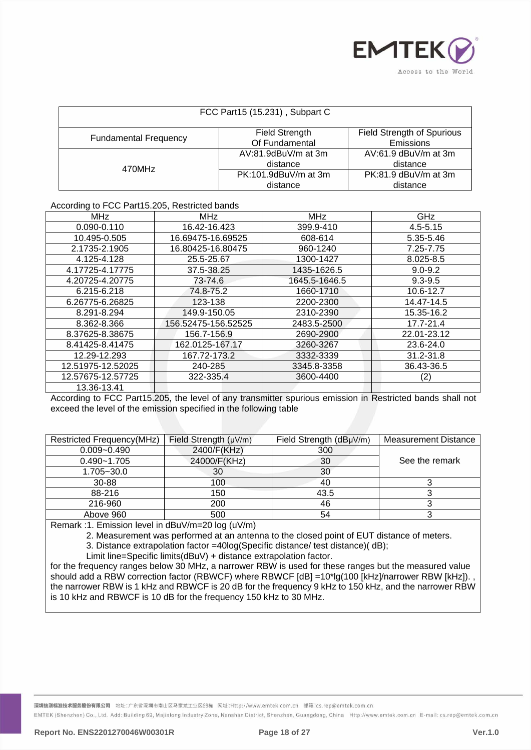| FCC Part15 (15.231) , Subpart C | | |
|---|---|---|
| Fundamental Frequency | Field Strength Of Fundamental | Field Strength of Spurious Emissions |
| 470MHz | AV:81.9dBuV/m at 3m distance | AV:61.9 dBuV/m at 3m distance |
| | PK:101.9dBuV/m at 3m distance | PK:81.9 dBuV/m at 3m distance |

According to FCC Part15.205, Restricted bands

| MHz | MHz | MHz | GHz |
|---|---|---|---|
| 0.090-0.110 | 16.42-16.423 | 399.9-410 | 4.5-5.15 |
| 10.495-0.505 | 16.69475-16.69525 | 608-614 | 5.35-5.46 |
| 2.1735-2.1905 | 16.80425-16.80475 | 960-1240 | 7.25-7.75 |
| 4.125-4.128 | 25.5-25.67 | 1300-1427 | 8.025-8.5 |
| 4.17725-4.17775 | 37.5-38.25 | 1435-1626.5 | 9.0-9.2 |
| 4.20725-4.20775 | 73-74.6 | 1645.5-1646.5 | 9.3-9.5 |
| 6.215-6.218 | 74.8-75.2 | 1660-1710 | 10.6-12.7 |
| 6.26775-6.26825 | 123-138 | 2200-2300 | 14.47-14.5 |
| 8.291-8.294 | 149.9-150.05 | 2310-2390 | 15.35-16.2 |
| 8.362-8.366 | 156.52475-156.52525 | 2483.5-2500 | 17.7-21.4 |
| 8.37625-8.38675 | 156.7-156.9 | 2690-2900 | 22.01-23.12 |
| 8.41425-8.41475 | 162.0125-167.17 | 3260-3267 | 23.6-24.0 |
| 12.29-12.293 | 167.72-173.2 | 3332-3339 | 31.2-31.8 |
| 12.51975-12.52025 | 240-285 | 3345.8-3358 | 36.43-36.5 |
| 12.57675-12.57725 | 322-335.4 | 3600-4400 | (2) |
| 13.36-13.41 | | | |

According to FCC Part15.205, the level of any transmitter spurious emission in Restricted bands shall not exceed the level of the emission specified in the following table

| Restricted Frequency(MHz) | Field Strength (μV/m) | Field Strength (dBμV/m) | Measurement Distance |
|---|---|---|---|
| 0.009~0.490 | 2400/F(KHz) | 300 | See the remark |
| 0.490~1.705 | 24000/F(KHz) | 30 | |
| 1.705~30.0 | 30 | 30 | |
| 30-88 | 100 | 40 | 3 |
| 88-216 | 150 | 43.5 | 3 |
| 216-960 | 200 | 46 | 3 |
| Above 960 | 500 | 54 | 3 |

Remark :1. Emission level in dBuV/m=20 log (uV/m)

2. Measurement was performed at an antenna to the closed point of EUT distance of meters.

3. Distance extrapolation factor =40log(Specific distance/ test distance)( dB);

Limit line=Specific limits(dBuV) + distance extrapolation factor.

for the frequency ranges below 30 MHz, a narrower RBW is used for these ranges but the measured value should add a RBW correction factor (RBWCF) where RBWCF [dB] =10*lg(100 [kHz]/narrower RBW [kHz]). , the narrower RBW is 1 kHz and RBWCF is 20 dB for the frequency 9 kHz to 150 kHz, and the narrower RBW is 10 kHz and RBWCF is 10 dB for the frequency 150 kHz to 30 MHz.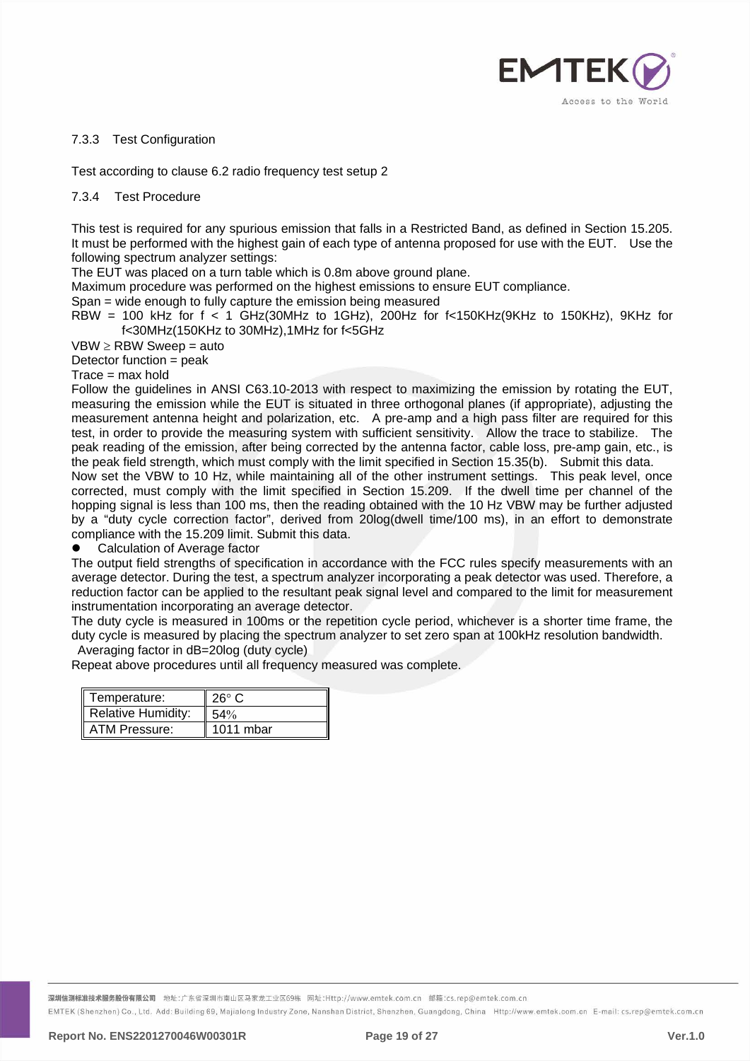### 7.3.3 Test Configuration

Test according to clause 6.2 radio frequency test setup 2

### 7.3.4 Test Procedure

This test is required for any spurious emission that falls in a Restricted Band, as defined in Section 15.205. It must be performed with the highest gain of each type of antenna proposed for use with the EUT. Use the following spectrum analyzer settings:

The EUT was placed on a turn table which is 0.8m above ground plane.

Maximum procedure was performed on the highest emissions to ensure EUT compliance.

Span = wide enough to fully capture the emission being measured

RBW = 100 kHz for f < 1 GHz(30MHz to 1GHz), 200Hz for f<150KHz(9KHz to 150KHz), 9KHz for f<30MHz(150KHz to 30MHz),1MHz for f<5GHz

VBW ≥ RBW Sweep = auto

Detector function = peak

Trace = max hold

Follow the guidelines in ANSI C63.10-2013 with respect to maximizing the emission by rotating the EUT, measuring the emission while the EUT is situated in three orthogonal planes (if appropriate), adjusting the measurement antenna height and polarization, etc. A pre-amp and a high pass filter are required for this test, in order to provide the measuring system with sufficient sensitivity. Allow the trace to stabilize. The peak reading of the emission, after being corrected by the antenna factor, cable loss, pre-amp gain, etc., is the peak field strength, which must comply with the limit specified in Section 15.35(b). Submit this data.

Now set the VBW to 10 Hz, while maintaining all of the other instrument settings. This peak level, once corrected, must comply with the limit specified in Section 15.209. If the dwell time per channel of the hopping signal is less than 100 ms, then the reading obtained with the 10 Hz VBW may be further adjusted by a "duty cycle correction factor", derived from 20log(dwell time/100 ms), in an effort to demonstrate compliance with the 15.209 limit. Submit this data.

- Calculation of Average factor

The output field strengths of specification in accordance with the FCC rules specify measurements with an average detector. During the test, a spectrum analyzer incorporating a peak detector was used. Therefore, a reduction factor can be applied to the resultant peak signal level and compared to the limit for measurement instrumentation incorporating an average detector.

The duty cycle is measured in 100ms or the repetition cycle period, whichever is a shorter time frame, the duty cycle is measured by placing the spectrum analyzer to set zero span at 100kHz resolution bandwidth.

Averaging factor in dB=20log (duty cycle)

Repeat above procedures until all frequency measured was complete.

| | |
|---|---|
| Temperature: | 26° C |
| Relative Humidity: | 54% |
| ATM Pressure: | 1011 mbar |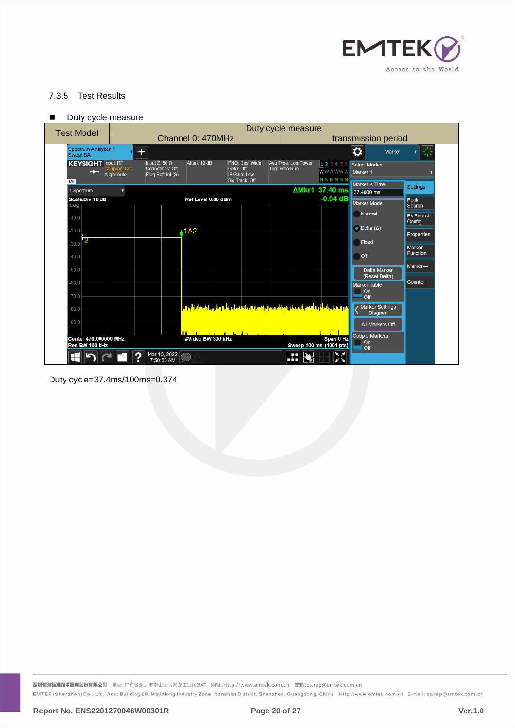### 7.3.5 Test Results

■ Duty cycle measure

| Test Model | Duty cycle measure | |
|---|---|---|
| | Channel 0: 470MHz | transmission period |

Spectrum Analyzer 1
Swept SA
KEYSIGHT
Input: RF
Coupling: DC
Align: Auto
Input Z: 50 Ω
Corrections: Off
Freq Ref: Int (S)
Atten: 10 dB
PNO: Best Wide
Gate: Off
IF Gain: Low
Sig Track: Off
Avg Type: Log-Power
Trig: Free Run
1 Spectrum
Scale/Div 10 dB
Log
Ref Level 0.00 dBm
ΔMkr1 37.40 ms
-0.04 dB
Center 470.000000 MHz
Res BW 100 kHz
#Video BW 300 kHz
Span 0 Hz
Sweep 100 ms (1001 pts)
Mar 10, 2022
7:50:53 AM
Marker
Select Marker
Marker 1
Marker Δ Time
37.4000 ms
Marker Mode
Normal
Delta (Δ)
Fixed
Off
Delta Marker (Reset Delta)
Marker Table
On
Off
Marker Settings Diagram
All Markers Off
Couple Markers
On
Off
Settings
Peak Search
Pk Search Config
Properties
Marker Function
Marker→
Counter

Duty cycle=37.4ms/100ms=0.374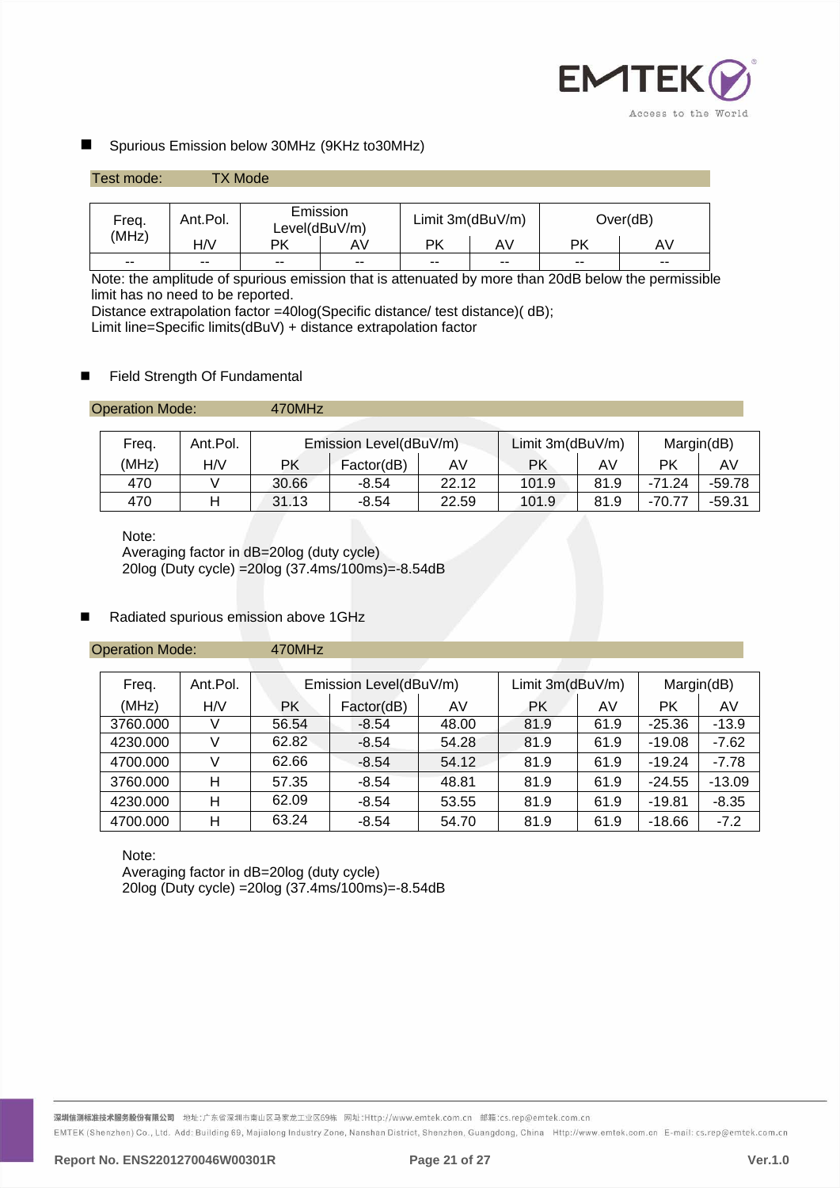- Spurious Emission below 30MHz (9KHz to30MHz)

Test mode: TX Mode

| Freq. (MHz) | Ant.Pol. | Emission Level(dBuV/m) | | Limit 3m(dBuV/m) | | Over(dB) | |
|---|---|---|---|---|---|---|---|
| | H/V | PK | AV | PK | AV | PK | AV |
| -- | -- | -- | -- | -- | -- | -- | -- |

Note: the amplitude of spurious emission that is attenuated by more than 20dB below the permissible limit has no need to be reported.
Distance extrapolation factor =40log(Specific distance/ test distance)( dB);
Limit line=Specific limits(dBuV) + distance extrapolation factor

- Field Strength Of Fundamental

Operation Mode: 470MHz

| Freq. | Ant.Pol. | Emission Level(dBuV/m) | | | Limit 3m(dBuV/m) | | Margin(dB) | |
|---|---|---|---|---|---|---|---|---|
| (MHz) | H/V | PK | Factor(dB) | AV | PK | AV | PK | AV |
| 470 | V | 30.66 | -8.54 | 22.12 | 101.9 | 81.9 | -71.24 | -59.78 |
| 470 | H | 31.13 | -8.54 | 22.59 | 101.9 | 81.9 | -70.77 | -59.31 |

Note:
Averaging factor in dB=20log (duty cycle)
20log (Duty cycle) =20log (37.4ms/100ms)=-8.54dB

- Radiated spurious emission above 1GHz

Operation Mode: 470MHz

| Freq. | Ant.Pol. | Emission Level(dBuV/m) | | | Limit 3m(dBuV/m) | | Margin(dB) | |
|---|---|---|---|---|---|---|---|---|
| (MHz) | H/V | PK | Factor(dB) | AV | PK | AV | PK | AV |
| 3760.000 | V | 56.54 | -8.54 | 48.00 | 81.9 | 61.9 | -25.36 | -13.9 |
| 4230.000 | V | 62.82 | -8.54 | 54.28 | 81.9 | 61.9 | -19.08 | -7.62 |
| 4700.000 | V | 62.66 | -8.54 | 54.12 | 81.9 | 61.9 | -19.24 | -7.78 |
| 3760.000 | H | 57.35 | -8.54 | 48.81 | 81.9 | 61.9 | -24.55 | -13.09 |
| 4230.000 | H | 62.09 | -8.54 | 53.55 | 81.9 | 61.9 | -19.81 | -8.35 |
| 4700.000 | H | 63.24 | -8.54 | 54.70 | 81.9 | 61.9 | -18.66 | -7.2 |

Note:
Averaging factor in dB=20log (duty cycle)
20log (Duty cycle) =20log (37.4ms/100ms)=-8.54dB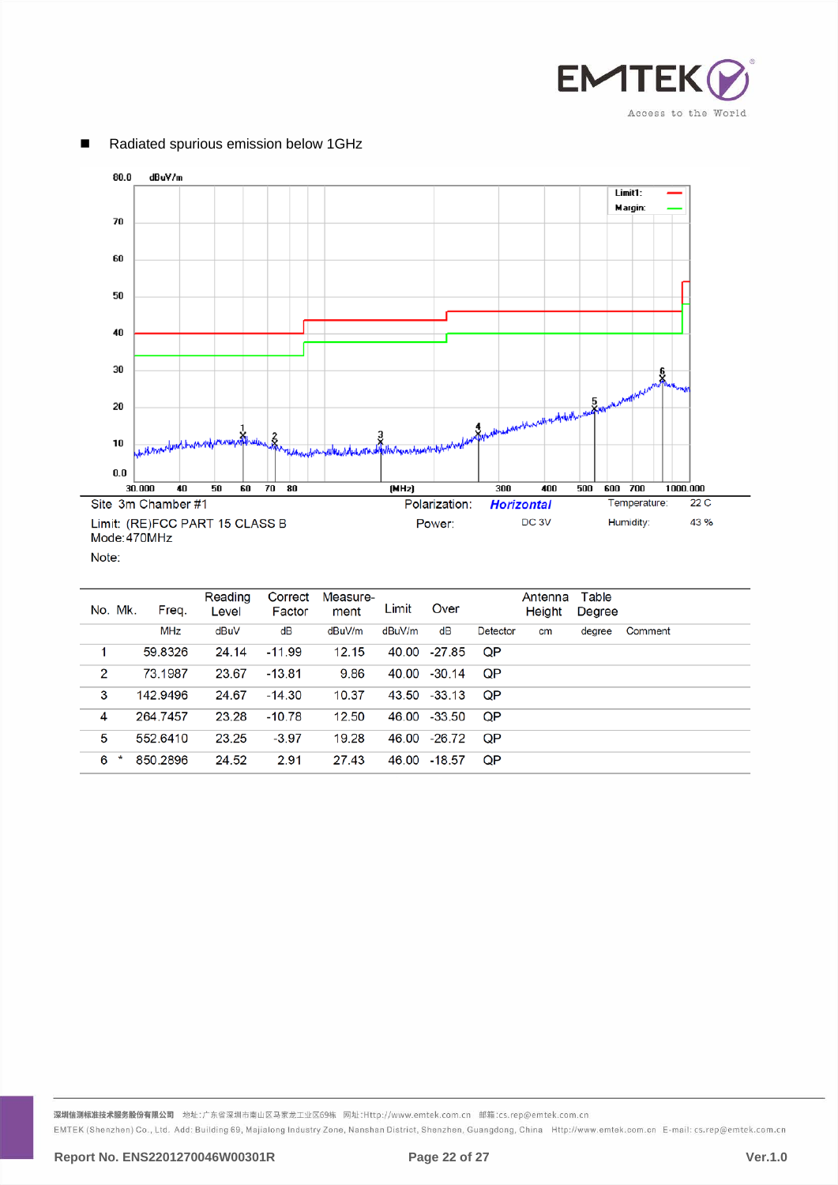- Radiated spurious emission below 1GHz

80.0 dBuV/m

70

60

50

40

30

20

10

0.0

30.000 40 50 60 70 80 (MHz) 300 400 500 600 700 1000.000

Limit1:

Margin:

Site 3m Chamber #1

Polarization: *Horizontal*

Temperature: 22 C

Limit: (RE)FCC PART 15 CLASS B

Power: DC 3V

Humidity: 43 %

Mode:470MHz

Note:

| No. | Mk. | Freq. | Reading Level | Correct Factor | Measure-ment | Limit | Over | Detector | Antenna Height | Table Degree | Comment |
|---|---|---|---|---|---|---|---|---|---|---|---|
| | | MHz | dBuV | dB | dBuV/m | dBuV/m | dB | Detector | cm | degree | Comment |
| 1 | | 59.8326 | 24.14 | -11.99 | 12.15 | 40.00 | -27.85 | QP | | | |
| 2 | | 73.1987 | 23.67 | -13.81 | 9.86 | 40.00 | -30.14 | QP | | | |
| 3 | | 142.9496 | 24.67 | -14.30 | 10.37 | 43.50 | -33.13 | QP | | | |
| 4 | | 264.7457 | 23.28 | -10.78 | 12.50 | 46.00 | -33.50 | QP | | | |
| 5 | | 552.6410 | 23.25 | -3.97 | 19.28 | 46.00 | -26.72 | QP | | | |
| 6 | * | 850.2896 | 24.52 | 2.91 | 27.43 | 46.00 | -18.57 | QP | | | |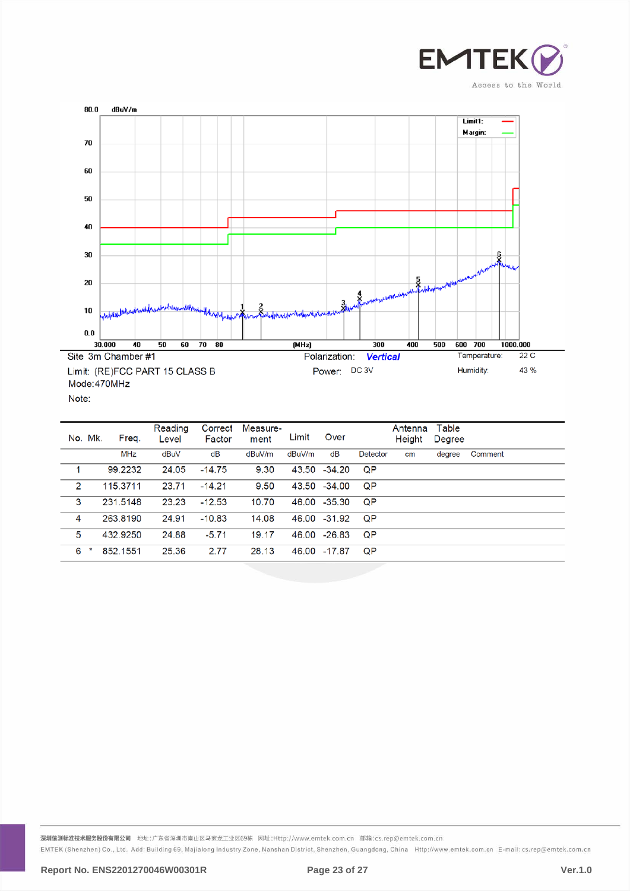80.0 dBuV/m

70

60

50

40

30

20

10

0.0

30.000 40 50 60 70 80 (MHz) 300 400 500 600 700 1000.000

Limit1:

Margin:

Site 3m Chamber #1

Polarization: *Vertical*

Temperature: 22 C

Limit: (RE)FCC PART 15 CLASS B

Power: DC 3V

Humidity: 43 %

Mode:470MHz

Note:

| No. | Mk. | Freq. | Reading Level | Correct Factor | Measure-ment | Limit | Over | Detector | Antenna Height | Table Degree | Comment |
|---|---|---|---|---|---|---|---|---|---|---|---|
| | | MHz | dBuV | dB | dBuV/m | dBuV/m | dB | Detector | cm | degree | Comment |
| 1 | | 99.2232 | 24.05 | -14.75 | 9.30 | 43.50 | -34.20 | QP | | | |
| 2 | | 115.3711 | 23.71 | -14.21 | 9.50 | 43.50 | -34.00 | QP | | | |
| 3 | | 231.5148 | 23.23 | -12.53 | 10.70 | 46.00 | -35.30 | QP | | | |
| 4 | | 263.8190 | 24.91 | -10.83 | 14.08 | 46.00 | -31.92 | QP | | | |
| 5 | | 432.9250 | 24.88 | -5.71 | 19.17 | 46.00 | -26.83 | QP | | | |
| 6 | * | 852.1551 | 25.36 | 2.77 | 28.13 | 46.00 | -17.87 | QP | | | |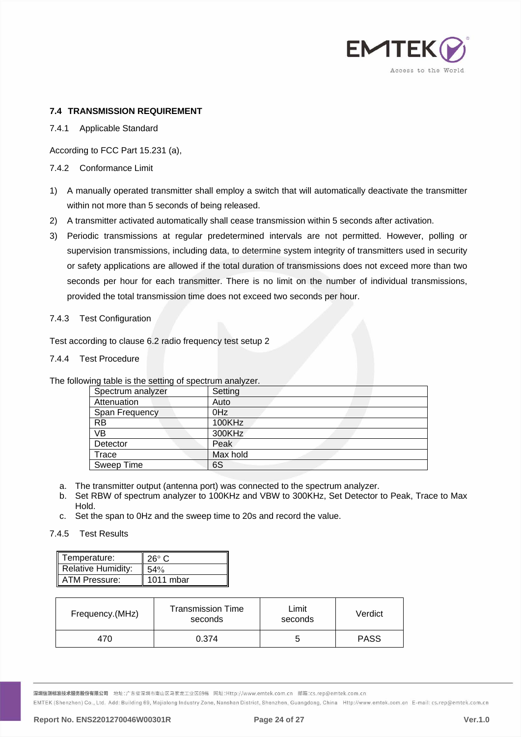### 7.4 TRANSMISSION REQUIREMENT

7.4.1 Applicable Standard

According to FCC Part 15.231 (a),

7.4.2 Conformance Limit

1) A manually operated transmitter shall employ a switch that will automatically deactivate the transmitter within not more than 5 seconds of being released.
2) A transmitter activated automatically shall cease transmission within 5 seconds after activation.
3) Periodic transmissions at regular predetermined intervals are not permitted. However, polling or supervision transmissions, including data, to determine system integrity of transmitters used in security or safety applications are allowed if the total duration of transmissions does not exceed more than two seconds per hour for each transmitter. There is no limit on the number of individual transmissions, provided the total transmission time does not exceed two seconds per hour.

7.4.3 Test Configuration

Test according to clause 6.2 radio frequency test setup 2

7.4.4 Test Procedure

The following table is the setting of spectrum analyzer.

| Spectrum analyzer | Setting |
|---|---|
| Attenuation | Auto |
| Span Frequency | 0Hz |
| RB | 100KHz |
| VB | 300KHz |
| Detector | Peak |
| Trace | Max hold |
| Sweep Time | 6S |

a. The transmitter output (antenna port) was connected to the spectrum analyzer.
b. Set RBW of spectrum analyzer to 100KHz and VBW to 300KHz, Set Detector to Peak, Trace to Max Hold.
c. Set the span to 0Hz and the sweep time to 20s and record the value.

7.4.5 Test Results

| | |
|---|---|
| Temperature: | 26° C |
| Relative Humidity: | 54% |
| ATM Pressure: | 1011 mbar |

| Frequency.(MHz) | Transmission Time seconds | Limit seconds | Verdict |
|---|---|---|---|
| 470 | 0.374 | 5 | PASS |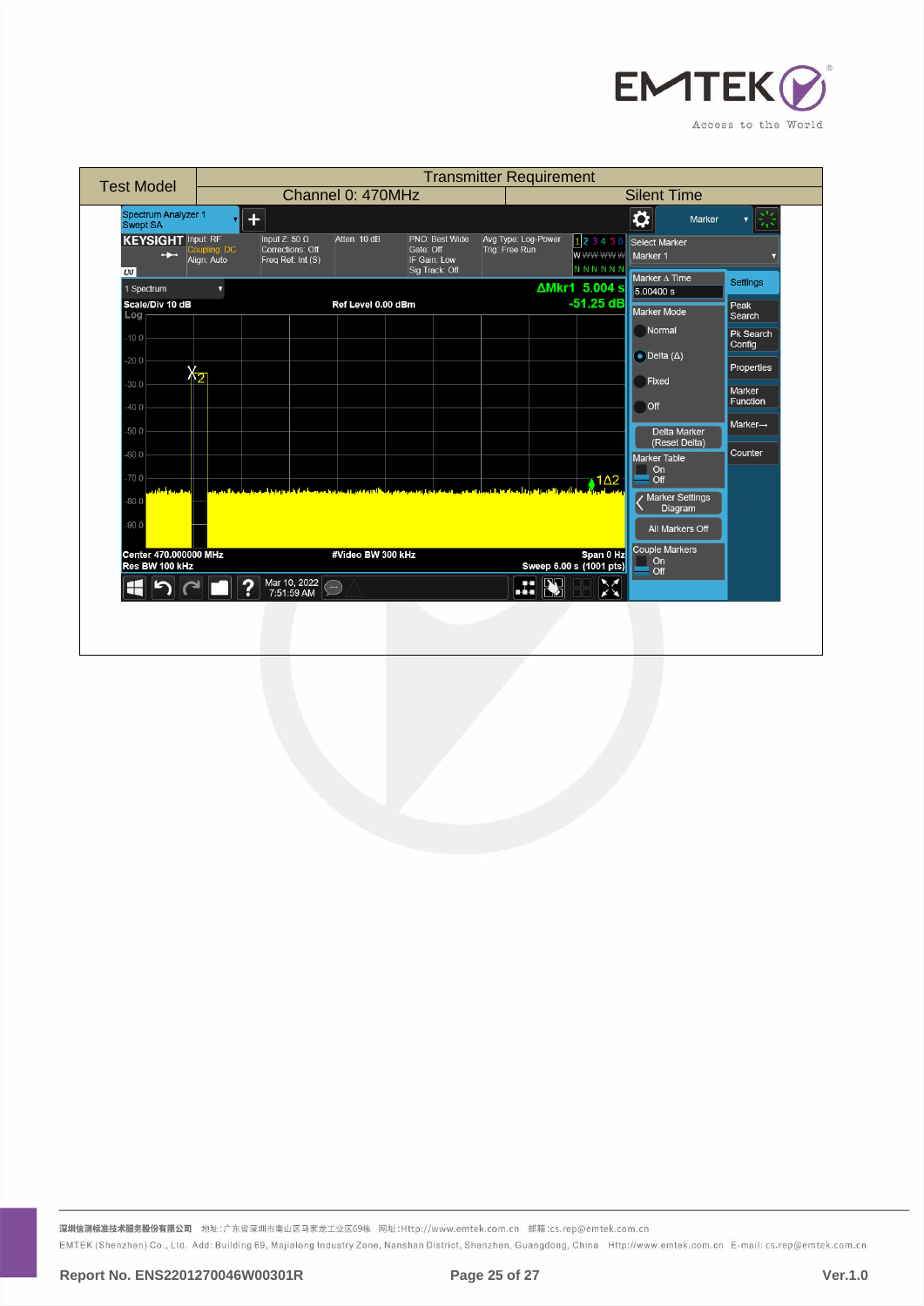| Test Model | Transmitter Requirement | |
|---|---|---|
| | Channel 0: 470MHz | Silent Time |

Spectrum Analyzer 1
Swept SA

KEYSIGHT
Input: RF
Coupling: DC
Align: Auto
Input Z: 50 Ω
Corrections: Off
Freq Ref: Int (S)
Atten: 10 dB
PNO: Best Wide
Gate: Off
IF Gain: Low
Sig Track: Off
Avg Type: Log-Power
Trig: Free Run

1 Spectrum
Scale/Div 10 dB
Log
Ref Level 0.00 dBm
ΔMkr1 5.004 s
-51.25 dB

-10.0
-20.0
-30.0
-40.0
-50.0
-60.0
-70.0
-80.0
-90.0

X2
1Δ2

Center 470.000000 MHz
Res BW 100 kHz
#Video BW 300 kHz
Span 0 Hz
Sweep 6.00 s (1001 pts)

Mar 10, 2022
7:51:59 AM

Marker
Select Marker
Marker 1
Marker Δ Time
5.00400 s
Marker Mode
Normal
Delta (Δ)
Fixed
Off
Delta Marker (Reset Delta)
Marker Table
On
Off
Marker Settings Diagram
All Markers Off
Couple Markers
On
Off

Settings
Peak Search
Pk Search Config
Properties
Marker Function
Marker→
Counter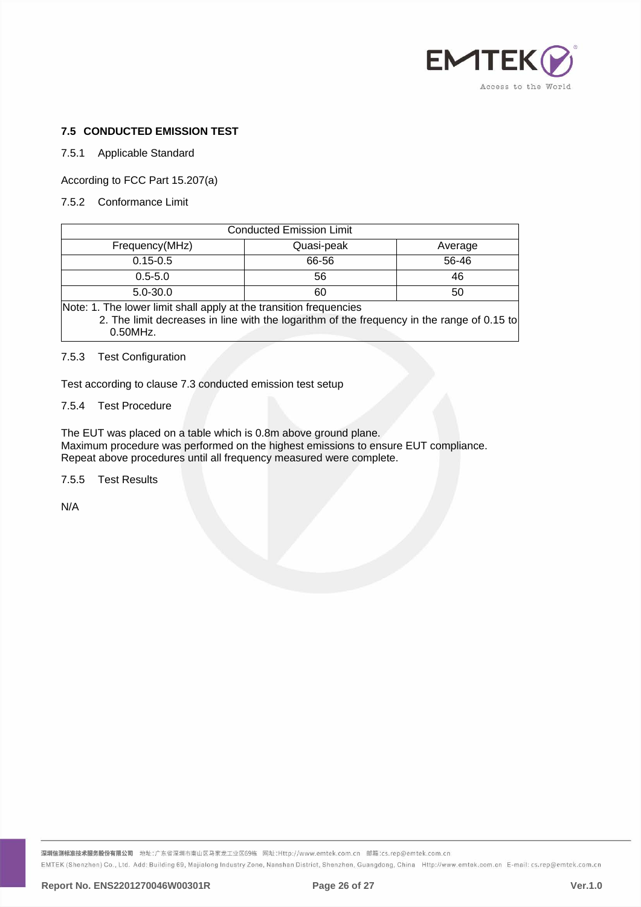## 7.5 CONDUCTED EMISSION TEST

### 7.5.1 Applicable Standard

According to FCC Part 15.207(a)

### 7.5.2 Conformance Limit

| Conducted Emission Limit | | |
|---|---|---|
| Frequency(MHz) | Quasi-peak | Average |
| 0.15-0.5 | 66-56 | 56-46 |
| 0.5-5.0 | 56 | 46 |
| 5.0-30.0 | 60 | 50 |
| Note: 1. The lower limit shall apply at the transition frequencies<br>2. The limit decreases in line with the logarithm of the frequency in the range of 0.15 to 0.50MHz. | | |

### 7.5.3 Test Configuration

Test according to clause 7.3 conducted emission test setup

### 7.5.4 Test Procedure

The EUT was placed on a table which is 0.8m above ground plane.
Maximum procedure was performed on the highest emissions to ensure EUT compliance.
Repeat above procedures until all frequency measured were complete.

### 7.5.5 Test Results

N/A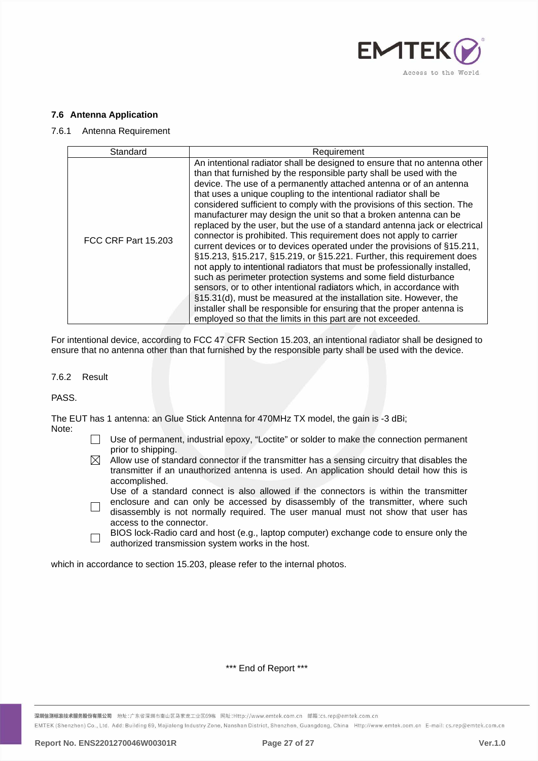## 7.6 Antenna Application

### 7.6.1 Antenna Requirement

| Standard | Requirement |
|---|---|
| FCC CRF Part 15.203 | An intentional radiator shall be designed to ensure that no antenna other than that furnished by the responsible party shall be used with the device. The use of a permanently attached antenna or of an antenna that uses a unique coupling to the intentional radiator shall be considered sufficient to comply with the provisions of this section. The manufacturer may design the unit so that a broken antenna can be replaced by the user, but the use of a standard antenna jack or electrical connector is prohibited. This requirement does not apply to carrier current devices or to devices operated under the provisions of §15.211, §15.213, §15.217, §15.219, or §15.221. Further, this requirement does not apply to intentional radiators that must be professionally installed, such as perimeter protection systems and some field disturbance sensors, or to other intentional radiators which, in accordance with §15.31(d), must be measured at the installation site. However, the installer shall be responsible for ensuring that the proper antenna is employed so that the limits in this part are not exceeded. |

For intentional device, according to FCC 47 CFR Section 15.203, an intentional radiator shall be designed to ensure that no antenna other than that furnished by the responsible party shall be used with the device.

### 7.6.2 Result

PASS.

The EUT has 1 antenna: an Glue Stick Antenna for 470MHz TX model, the gain is -3 dBi;
Note:

- ☐ Use of permanent, industrial epoxy, “Loctite” or solder to make the connection permanent prior to shipping.
- ☒ Allow use of standard connector if the transmitter has a sensing circuitry that disables the transmitter if an unauthorized antenna is used. An application should detail how this is accomplished.
- ☐ Use of a standard connect is also allowed if the connectors is within the transmitter enclosure and can only be accessed by disassembly of the transmitter, where such disassembly is not normally required. The user manual must not show that user has access to the connector.
- ☐ BIOS lock-Radio card and host (e.g., laptop computer) exchange code to ensure only the authorized transmission system works in the host.

which in accordance to section 15.203, please refer to the internal photos.

*** End of Report ***